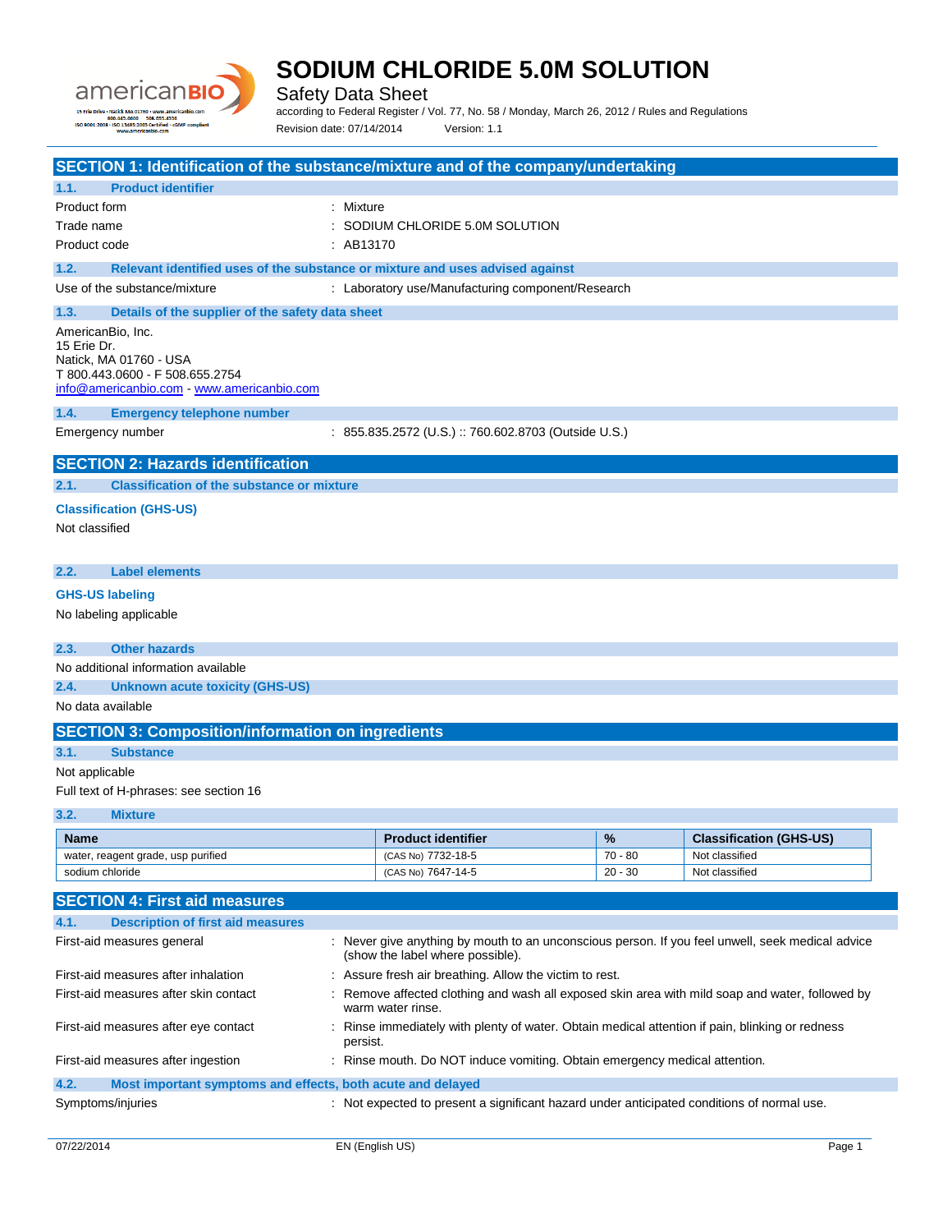# SODIUM CHLORIDE 5.0M SOLUTION

Safety Data Sheet

according to Federal Register / Vol. 77, No. 58 / Monday, March 26, 2012 / Rules and Regulations

Revision date: 07/14/2014 Version: 1.1

## SECTION 1: Identification of the substance/mixture and of the company/undertaking

### 1.1. Product identifier

Product form : Mixture

Trade name : SODIUM CHLORIDE 5.0M SOLUTION

Product code : AB13170

### 1.2. Relevant identified uses of the substance or mixture and uses advised against

Use of the substance/mixture : Laboratory use/Manufacturing component/Research

### 1.3. Details of the supplier of the safety data sheet

AmericanBio, Inc.
15 Erie Dr.
Natick, MA 01760 - USA
T 800.443.0600 - F 508.655.2754
info@americanbio.com - www.americanbio.com

### 1.4. Emergency telephone number

Emergency number : 855.835.2572 (U.S.) :: 760.602.8703 (Outside U.S.)

## SECTION 2: Hazards identification

### 2.1. Classification of the substance or mixture

**Classification (GHS-US)**

Not classified

### 2.2. Label elements

**GHS-US labeling**

No labeling applicable

### 2.3. Other hazards

No additional information available

### 2.4. Unknown acute toxicity (GHS-US)

No data available

## SECTION 3: Composition/information on ingredients

### 3.1. Substance

Not applicable

Full text of H-phrases: see section 16

### 3.2. Mixture

| Name | Product identifier | % | Classification (GHS-US) |
|---|---|---|---|
| water, reagent grade, usp purified | (CAS No) 7732-18-5 | 70 - 80 | Not classified |
| sodium chloride | (CAS No) 7647-14-5 | 20 - 30 | Not classified |

## SECTION 4: First aid measures

### 4.1. Description of first aid measures

First-aid measures general : Never give anything by mouth to an unconscious person. If you feel unwell, seek medical advice (show the label where possible).

First-aid measures after inhalation : Assure fresh air breathing. Allow the victim to rest.

First-aid measures after skin contact : Remove affected clothing and wash all exposed skin area with mild soap and water, followed by warm water rinse.

First-aid measures after eye contact : Rinse immediately with plenty of water. Obtain medical attention if pain, blinking or redness persist.

First-aid measures after ingestion : Rinse mouth. Do NOT induce vomiting. Obtain emergency medical attention.

### 4.2. Most important symptoms and effects, both acute and delayed

Symptoms/injuries : Not expected to present a significant hazard under anticipated conditions of normal use.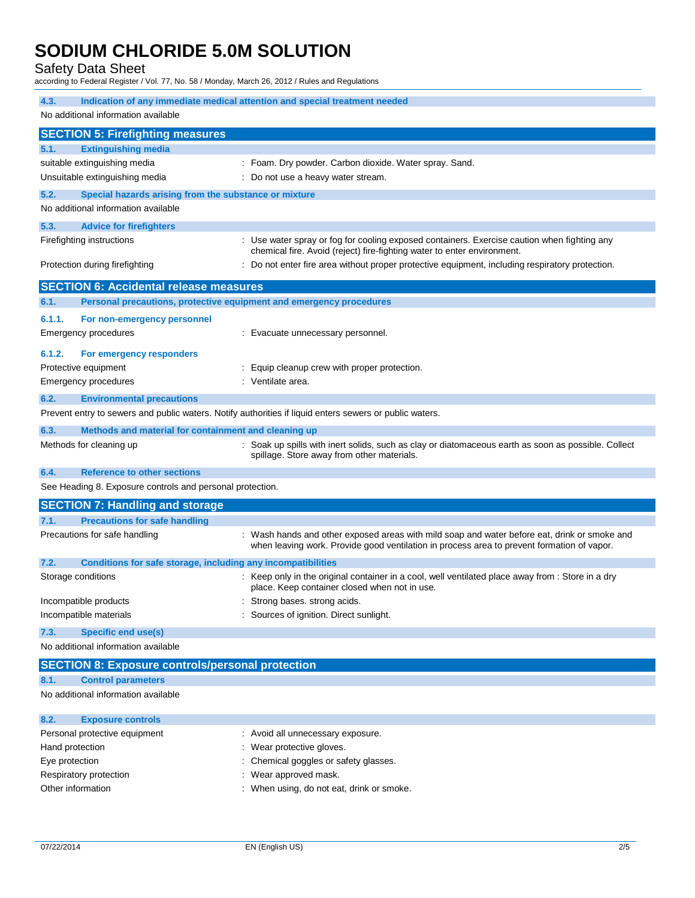#### 4.3. Indication of any immediate medical attention and special treatment needed

No additional information available

## SECTION 5: Firefighting measures

#### 5.1. Extinguishing media

| | |
|---|---|
| suitable extinguishing media | : Foam. Dry powder. Carbon dioxide. Water spray. Sand. |
| Unsuitable extinguishing media | : Do not use a heavy water stream. |

#### 5.2. Special hazards arising from the substance or mixture

No additional information available

#### 5.3. Advice for firefighters

| | |
|---|---|
| Firefighting instructions | : Use water spray or fog for cooling exposed containers. Exercise caution when fighting any chemical fire. Avoid (reject) fire-fighting water to enter environment. |
| Protection during firefighting | : Do not enter fire area without proper protective equipment, including respiratory protection. |

## SECTION 6: Accidental release measures

#### 6.1. Personal precautions, protective equipment and emergency procedures

##### 6.1.1. For non-emergency personnel

| | |
|---|---|
| Emergency procedures | : Evacuate unnecessary personnel. |

##### 6.1.2. For emergency responders

| | |
|---|---|
| Protective equipment | : Equip cleanup crew with proper protection. |
| Emergency procedures | : Ventilate area. |

#### 6.2. Environmental precautions

Prevent entry to sewers and public waters. Notify authorities if liquid enters sewers or public waters.

#### 6.3. Methods and material for containment and cleaning up

| | |
|---|---|
| Methods for cleaning up | : Soak up spills with inert solids, such as clay or diatomaceous earth as soon as possible. Collect spillage. Store away from other materials. |

#### 6.4. Reference to other sections

See Heading 8. Exposure controls and personal protection.

## SECTION 7: Handling and storage

#### 7.1. Precautions for safe handling

| | |
|---|---|
| Precautions for safe handling | : Wash hands and other exposed areas with mild soap and water before eat, drink or smoke and when leaving work. Provide good ventilation in process area to prevent formation of vapor. |

#### 7.2. Conditions for safe storage, including any incompatibilities

| | |
|---|---|
| Storage conditions | : Keep only in the original container in a cool, well ventilated place away from : Store in a dry place. Keep container closed when not in use. |
| Incompatible products | : Strong bases. strong acids. |
| Incompatible materials | : Sources of ignition. Direct sunlight. |

#### 7.3. Specific end use(s)

No additional information available

## SECTION 8: Exposure controls/personal protection

#### 8.1. Control parameters

No additional information available

#### 8.2. Exposure controls

| | |
|---|---|
| Personal protective equipment | : Avoid all unnecessary exposure. |
| Hand protection | : Wear protective gloves. |
| Eye protection | : Chemical goggles or safety glasses. |
| Respiratory protection | : Wear approved mask. |
| Other information | : When using, do not eat, drink or smoke. |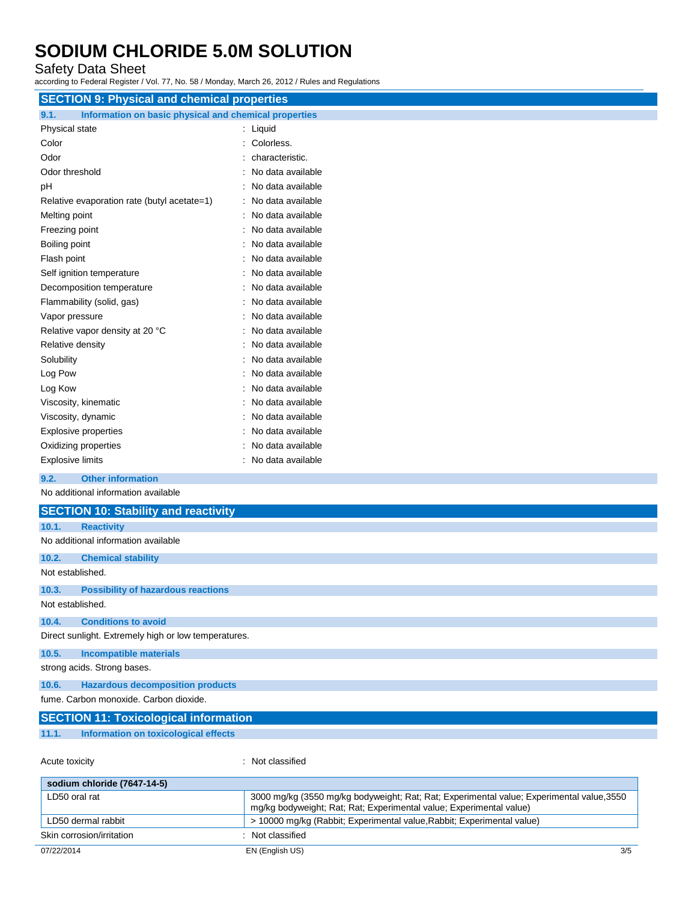## SECTION 9: Physical and chemical properties

### 9.1. Information on basic physical and chemical properties

| | |
|---|---|
| Physical state | : Liquid |
| Color | : Colorless. |
| Odor | : characteristic. |
| Odor threshold | : No data available |
| pH | : No data available |
| Relative evaporation rate (butyl acetate=1) | : No data available |
| Melting point | : No data available |
| Freezing point | : No data available |
| Boiling point | : No data available |
| Flash point | : No data available |
| Self ignition temperature | : No data available |
| Decomposition temperature | : No data available |
| Flammability (solid, gas) | : No data available |
| Vapor pressure | : No data available |
| Relative vapor density at 20 °C | : No data available |
| Relative density | : No data available |
| Solubility | : No data available |
| Log Pow | : No data available |
| Log Kow | : No data available |
| Viscosity, kinematic | : No data available |
| Viscosity, dynamic | : No data available |
| Explosive properties | : No data available |
| Oxidizing properties | : No data available |
| Explosive limits | : No data available |

### 9.2. Other information

No additional information available

## SECTION 10: Stability and reactivity

### 10.1. Reactivity

No additional information available

### 10.2. Chemical stability

Not established.

### 10.3. Possibility of hazardous reactions

Not established.

### 10.4. Conditions to avoid

Direct sunlight. Extremely high or low temperatures.

### 10.5. Incompatible materials

strong acids. Strong bases.

### 10.6. Hazardous decomposition products

fume. Carbon monoxide. Carbon dioxide.

## SECTION 11: Toxicological information

### 11.1. Information on toxicological effects

Acute toxicity : Not classified

| sodium chloride (7647-14-5) | |
|---|---|
| LD50 oral rat | 3000 mg/kg (3550 mg/kg bodyweight; Rat; Rat; Experimental value; Experimental value,3550 mg/kg bodyweight; Rat; Rat; Experimental value; Experimental value) |
| LD50 dermal rabbit | > 10000 mg/kg (Rabbit; Experimental value,Rabbit; Experimental value) |

Skin corrosion/irritation : Not classified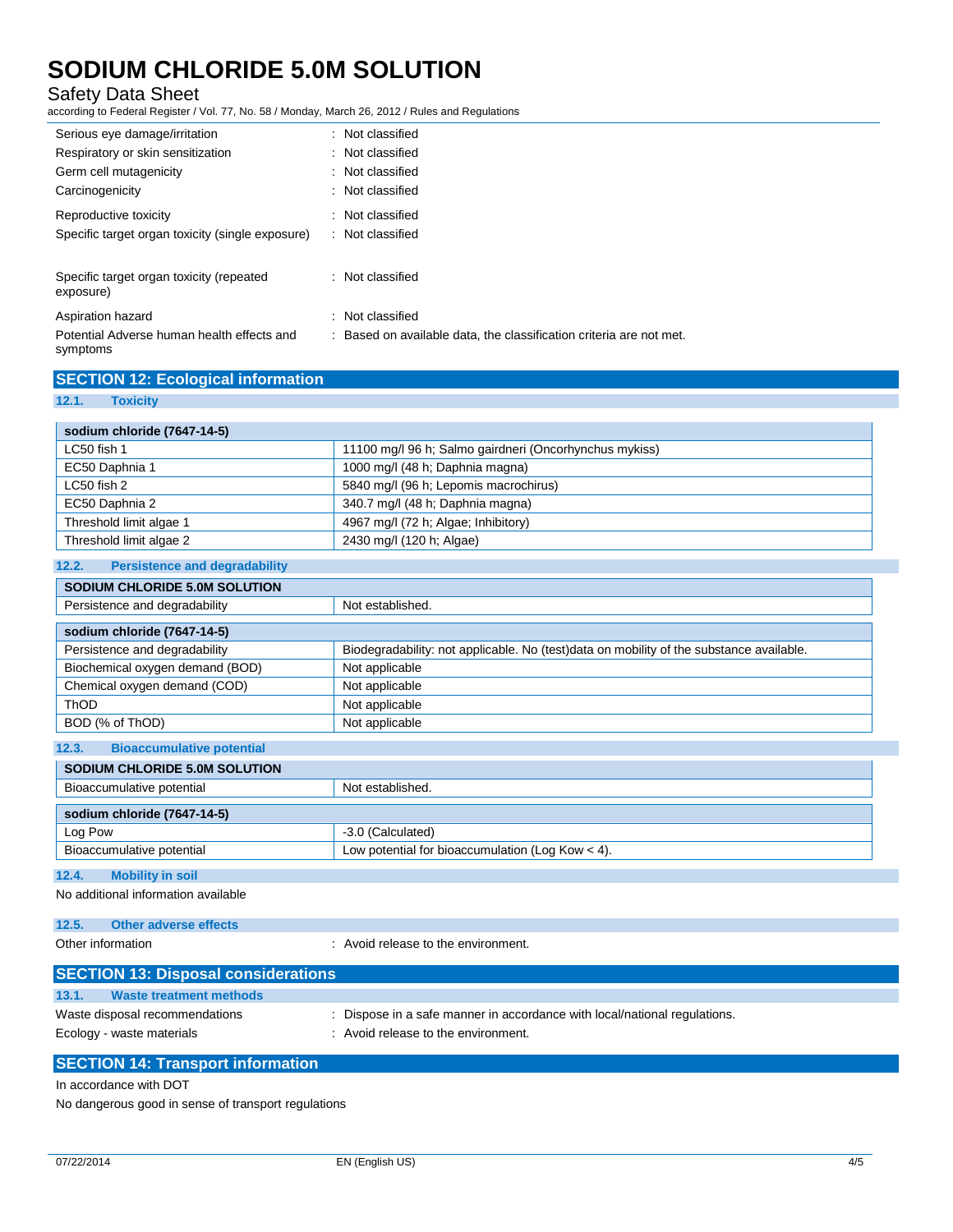| | |
|---|---|
| Serious eye damage/irritation | : Not classified |
| Respiratory or skin sensitization | : Not classified |
| Germ cell mutagenicity | : Not classified |
| Carcinogenicity | : Not classified |
| Reproductive toxicity | : Not classified |
| Specific target organ toxicity (single exposure) | : Not classified |
| Specific target organ toxicity (repeated exposure) | : Not classified |
| Aspiration hazard | : Not classified |
| Potential Adverse human health effects and symptoms | : Based on available data, the classification criteria are not met. |

## SECTION 12: Ecological information

### 12.1. Toxicity

| sodium chloride (7647-14-5) | |
|---|---|
| LC50 fish 1 | 11100 mg/l 96 h; Salmo gairdneri (Oncorhynchus mykiss) |
| EC50 Daphnia 1 | 1000 mg/l (48 h; Daphnia magna) |
| LC50 fish 2 | 5840 mg/l (96 h; Lepomis macrochirus) |
| EC50 Daphnia 2 | 340.7 mg/l (48 h; Daphnia magna) |
| Threshold limit algae 1 | 4967 mg/l (72 h; Algae; Inhibitory) |
| Threshold limit algae 2 | 2430 mg/l (120 h; Algae) |

### 12.2. Persistence and degradability

| SODIUM CHLORIDE 5.0M SOLUTION | |
|---|---|
| Persistence and degradability | Not established. |

| sodium chloride (7647-14-5) | |
|---|---|
| Persistence and degradability | Biodegradability: not applicable. No (test)data on mobility of the substance available. |
| Biochemical oxygen demand (BOD) | Not applicable |
| Chemical oxygen demand (COD) | Not applicable |
| ThOD | Not applicable |
| BOD (% of ThOD) | Not applicable |

### 12.3. Bioaccumulative potential

| SODIUM CHLORIDE 5.0M SOLUTION | |
|---|---|
| Bioaccumulative potential | Not established. |

| sodium chloride (7647-14-5) | |
|---|---|
| Log Pow | -3.0 (Calculated) |
| Bioaccumulative potential | Low potential for bioaccumulation (Log Kow < 4). |

### 12.4. Mobility in soil

No additional information available

### 12.5. Other adverse effects

Other information : Avoid release to the environment.

## SECTION 13: Disposal considerations

### 13.1. Waste treatment methods

| | |
|---|---|
| Waste disposal recommendations | : Dispose in a safe manner in accordance with local/national regulations. |
| Ecology - waste materials | : Avoid release to the environment. |

## SECTION 14: Transport information

In accordance with DOT

No dangerous good in sense of transport regulations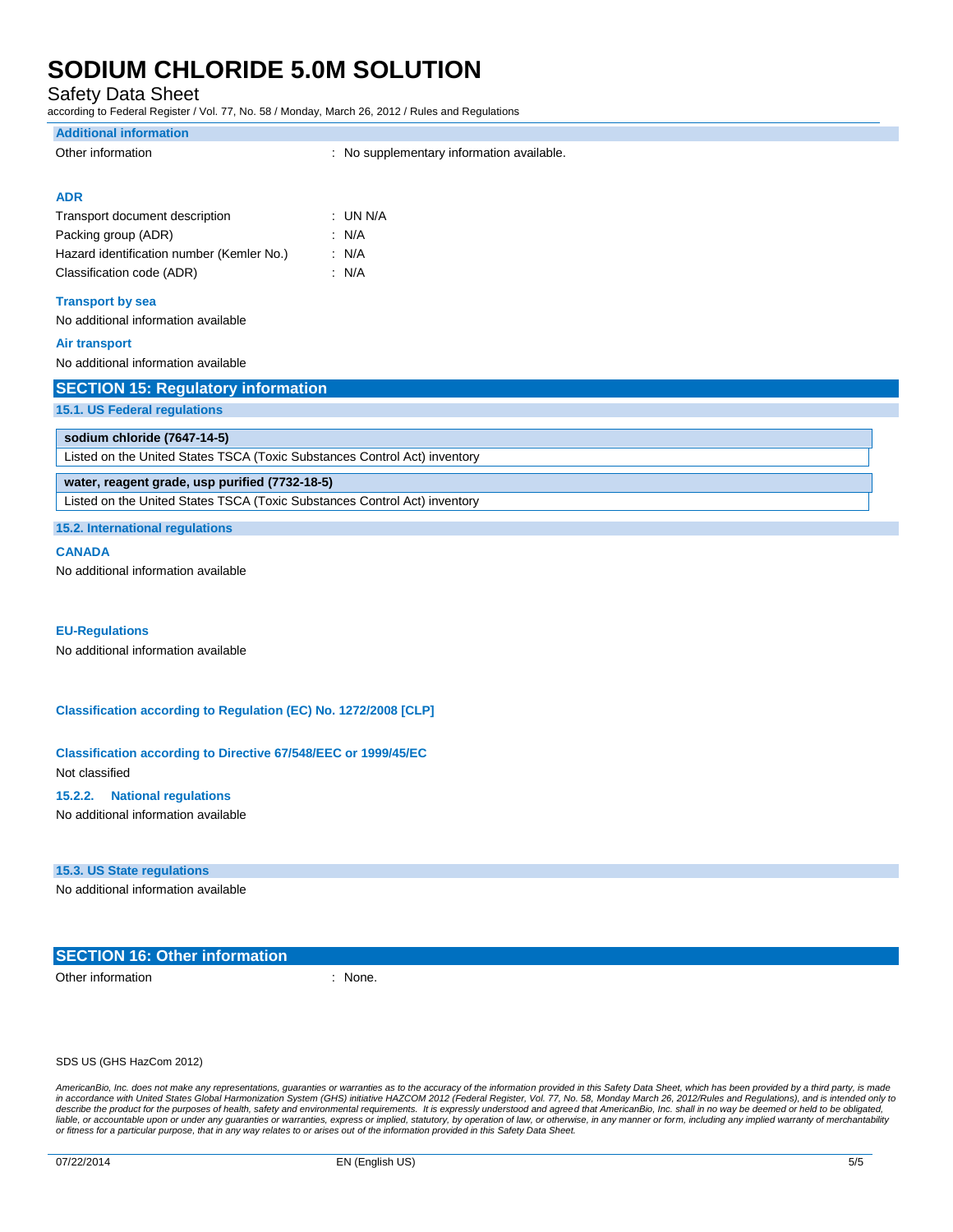### Additional information

Other information : No supplementary information available.

### ADR

| | |
|---|---|
| Transport document description | : UN N/A |
| Packing group (ADR) | : N/A |
| Hazard identification number (Kemler No.) | : N/A |
| Classification code (ADR) | : N/A |

### Transport by sea

No additional information available

### Air transport

No additional information available

## SECTION 15: Regulatory information

### 15.1. US Federal regulations

| **sodium chloride (7647-14-5)** |
|---|
| Listed on the United States TSCA (Toxic Substances Control Act) inventory |

| **water, reagent grade, usp purified (7732-18-5)** |
|---|
| Listed on the United States TSCA (Toxic Substances Control Act) inventory |

### 15.2. International regulations

#### CANADA

No additional information available

#### EU-Regulations

No additional information available

#### Classification according to Regulation (EC) No. 1272/2008 [CLP]

#### Classification according to Directive 67/548/EEC or 1999/45/EC

Not classified

#### 15.2.2. National regulations

No additional information available

### 15.3. US State regulations

No additional information available

## SECTION 16: Other information

Other information : None.

SDS US (GHS HazCom 2012)

*AmericanBio, Inc. does not make any representations, guaranties or warranties as to the accuracy of the information provided in this Safety Data Sheet, which has been provided by a third party, is made in accordance with United States Global Harmonization System (GHS) initiative HAZCOM 2012 (Federal Register, Vol. 77, No. 58, Monday March 26, 2012/Rules and Regulations), and is intended only to describe the product for the purposes of health, safety and environmental requirements. It is expressly understood and agreed that AmericanBio, Inc. shall in no way be deemed or held to be obligated, liable, or accountable upon or under any guaranties or warranties, express or implied, statutory, by operation of law, or otherwise, in any manner or form, including any implied warranty of merchantability or fitness for a particular purpose, that in any way relates to or arises out of the information provided in this Safety Data Sheet.*